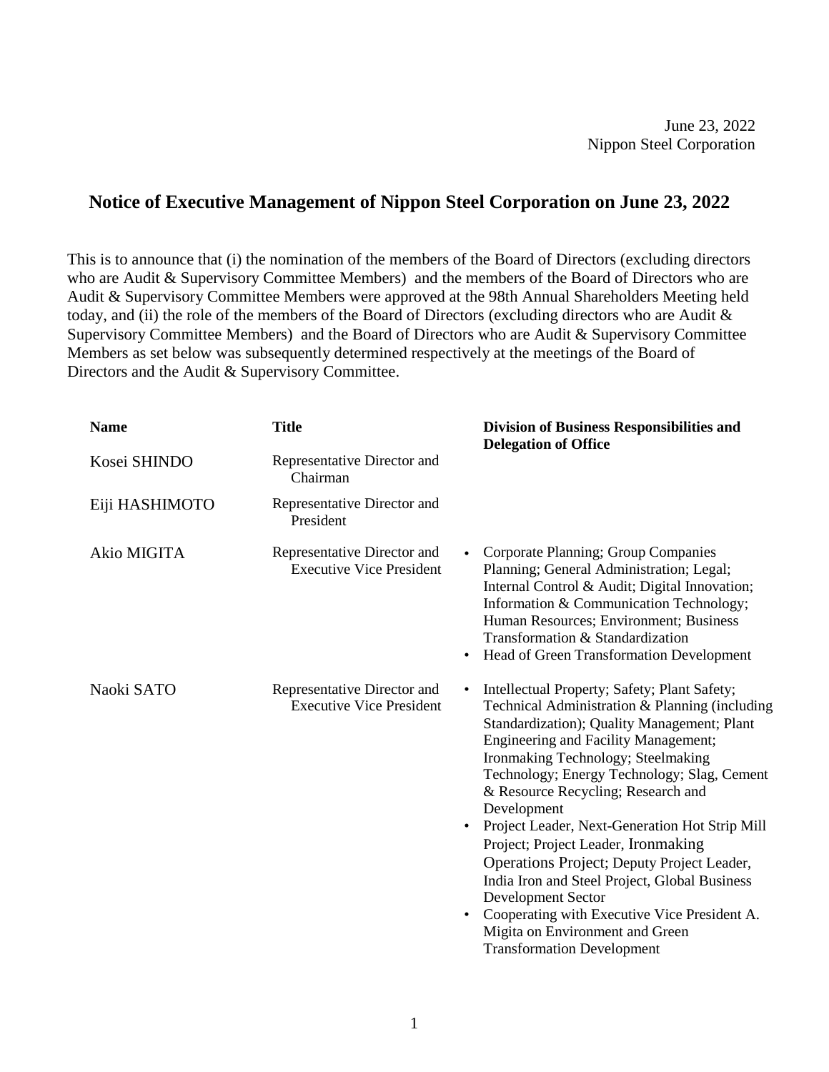June 23, 2022
Nippon Steel Corporation

# Notice of Executive Management of Nippon Steel Corporation on June 23, 2022

This is to announce that (i) the nomination of the members of the Board of Directors (excluding directors who are Audit & Supervisory Committee Members) and the members of the Board of Directors who are Audit & Supervisory Committee Members were approved at the 98th Annual Shareholders Meeting held today, and (ii) the role of the members of the Board of Directors (excluding directors who are Audit & Supervisory Committee Members) and the Board of Directors who are Audit & Supervisory Committee Members as set below was subsequently determined respectively at the meetings of the Board of Directors and the Audit & Supervisory Committee.

| Name | Title | Division of Business Responsibilities and Delegation of Office |
| --- | --- | --- |
| Kosei SHINDO | Representative Director and Chairman | |
| Eiji HASHIMOTO | Representative Director and President | |
| Akio MIGITA | Representative Director and Executive Vice President | • Corporate Planning; Group Companies Planning; General Administration; Legal; Internal Control & Audit; Digital Innovation; Information & Communication Technology; Human Resources; Environment; Business Transformation & Standardization<br>• Head of Green Transformation Development |
| Naoki SATO | Representative Director and Executive Vice President | • Intellectual Property; Safety; Plant Safety; Technical Administration & Planning (including Standardization); Quality Management; Plant Engineering and Facility Management; Ironmaking Technology; Steelmaking Technology; Energy Technology; Slag, Cement & Resource Recycling; Research and Development<br>• Project Leader, Next-Generation Hot Strip Mill Project; Project Leader, Ironmaking Operations Project; Deputy Project Leader, India Iron and Steel Project, Global Business Development Sector<br>• Cooperating with Executive Vice President A. Migita on Environment and Green Transformation Development |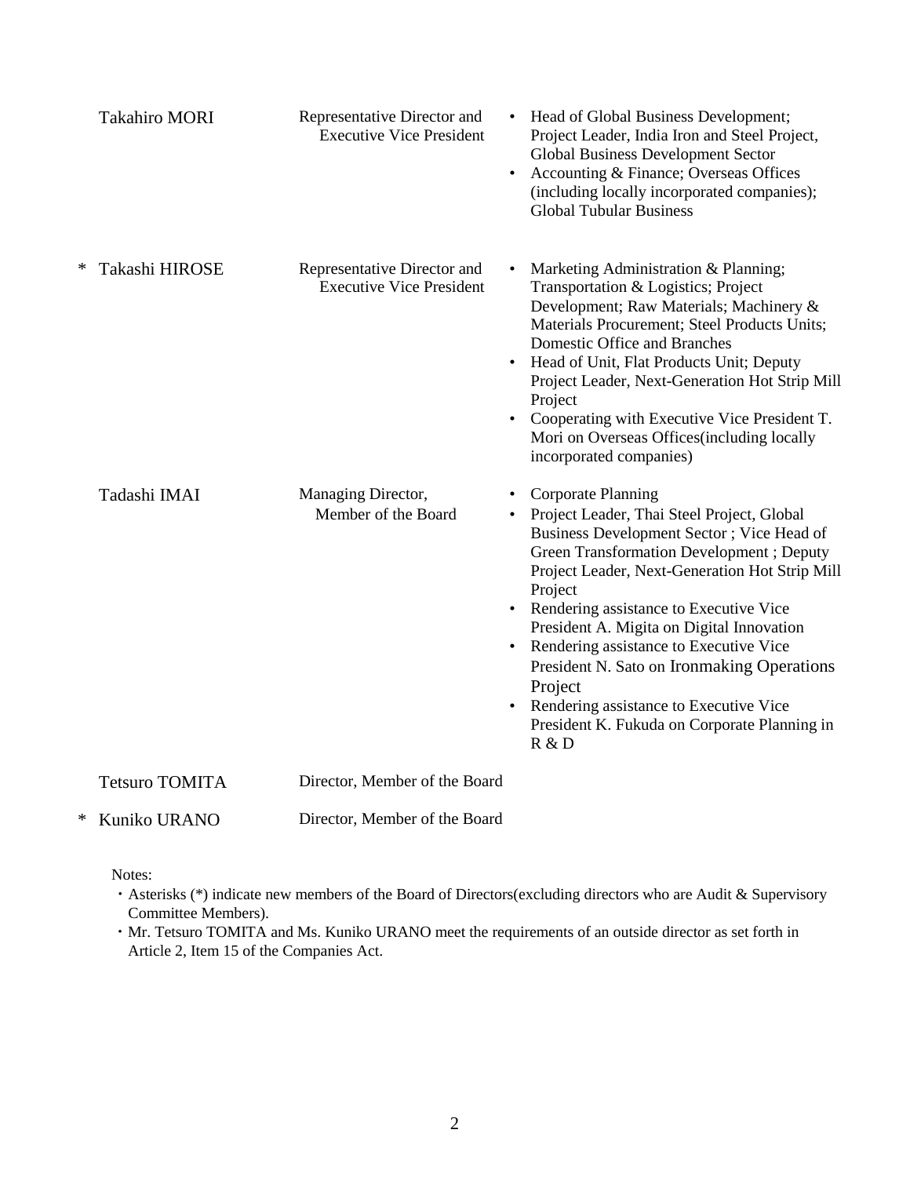| | Name | Position | Responsibilities |
|---|---|---|---|
| | Takahiro MORI | Representative Director and Executive Vice President | • Head of Global Business Development; Project Leader, India Iron and Steel Project, Global Business Development Sector<br>• Accounting & Finance; Overseas Offices (including locally incorporated companies); Global Tubular Business |
| * | Takashi HIROSE | Representative Director and Executive Vice President | • Marketing Administration & Planning; Transportation & Logistics; Project Development; Raw Materials; Machinery & Materials Procurement; Steel Products Units; Domestic Office and Branches<br>• Head of Unit, Flat Products Unit; Deputy Project Leader, Next-Generation Hot Strip Mill Project<br>• Cooperating with Executive Vice President T. Mori on Overseas Offices(including locally incorporated companies) |
| | Tadashi IMAI | Managing Director, Member of the Board | • Corporate Planning<br>• Project Leader, Thai Steel Project, Global Business Development Sector ; Vice Head of Green Transformation Development ; Deputy Project Leader, Next-Generation Hot Strip Mill Project<br>• Rendering assistance to Executive Vice President A. Migita on Digital Innovation<br>• Rendering assistance to Executive Vice President N. Sato on Ironmaking Operations Project<br>• Rendering assistance to Executive Vice President K. Fukuda on Corporate Planning in R & D |
| | Tetsuro TOMITA | Director, Member of the Board | |
| * | Kuniko URANO | Director, Member of the Board | |

Notes:

・Asterisks (*) indicate new members of the Board of Directors(excluding directors who are Audit & Supervisory Committee Members).

・Mr. Tetsuro TOMITA and Ms. Kuniko URANO meet the requirements of an outside director as set forth in Article 2, Item 15 of the Companies Act.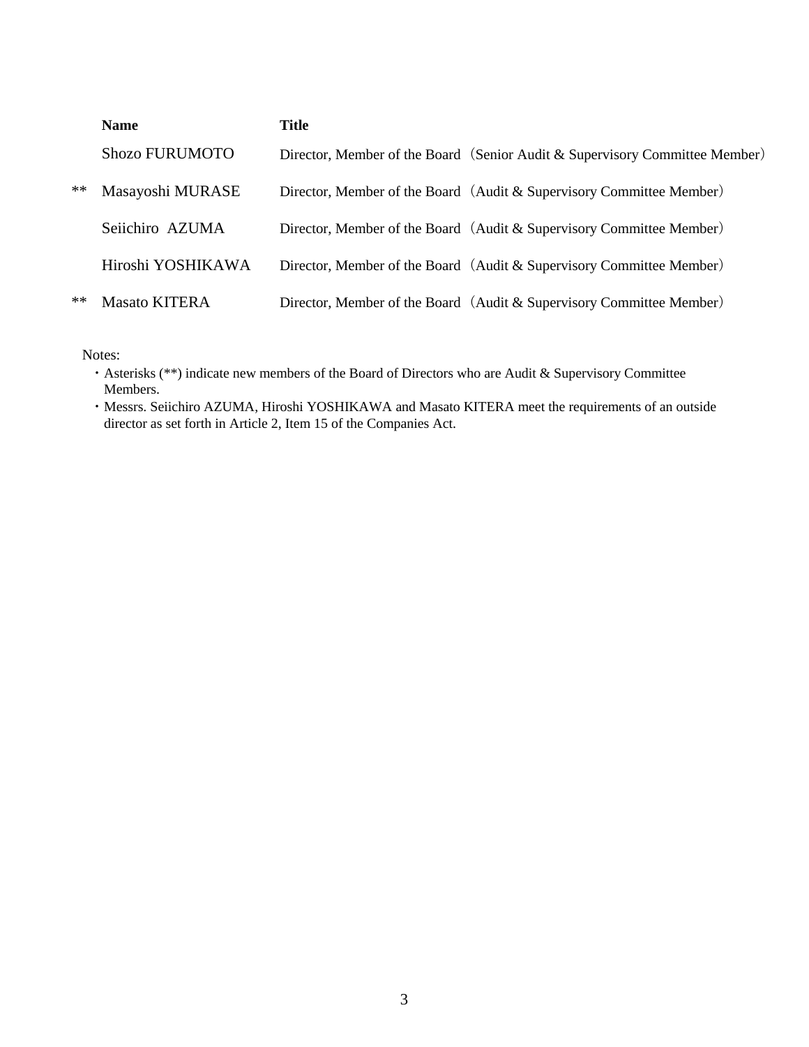| | Name | Title |
|---|---|---|
| | Shozo FURUMOTO | Director, Member of the Board（Senior Audit & Supervisory Committee Member） |
| ** | Masayoshi MURASE | Director, Member of the Board（Audit & Supervisory Committee Member） |
| | Seiichiro AZUMA | Director, Member of the Board（Audit & Supervisory Committee Member） |
| | Hiroshi YOSHIKAWA | Director, Member of the Board（Audit & Supervisory Committee Member） |
| ** | Masato KITERA | Director, Member of the Board（Audit & Supervisory Committee Member） |

Notes:

・Asterisks (**) indicate new members of the Board of Directors who are Audit & Supervisory Committee Members.

・Messrs. Seiichiro AZUMA, Hiroshi YOSHIKAWA and Masato KITERA meet the requirements of an outside director as set forth in Article 2, Item 15 of the Companies Act.